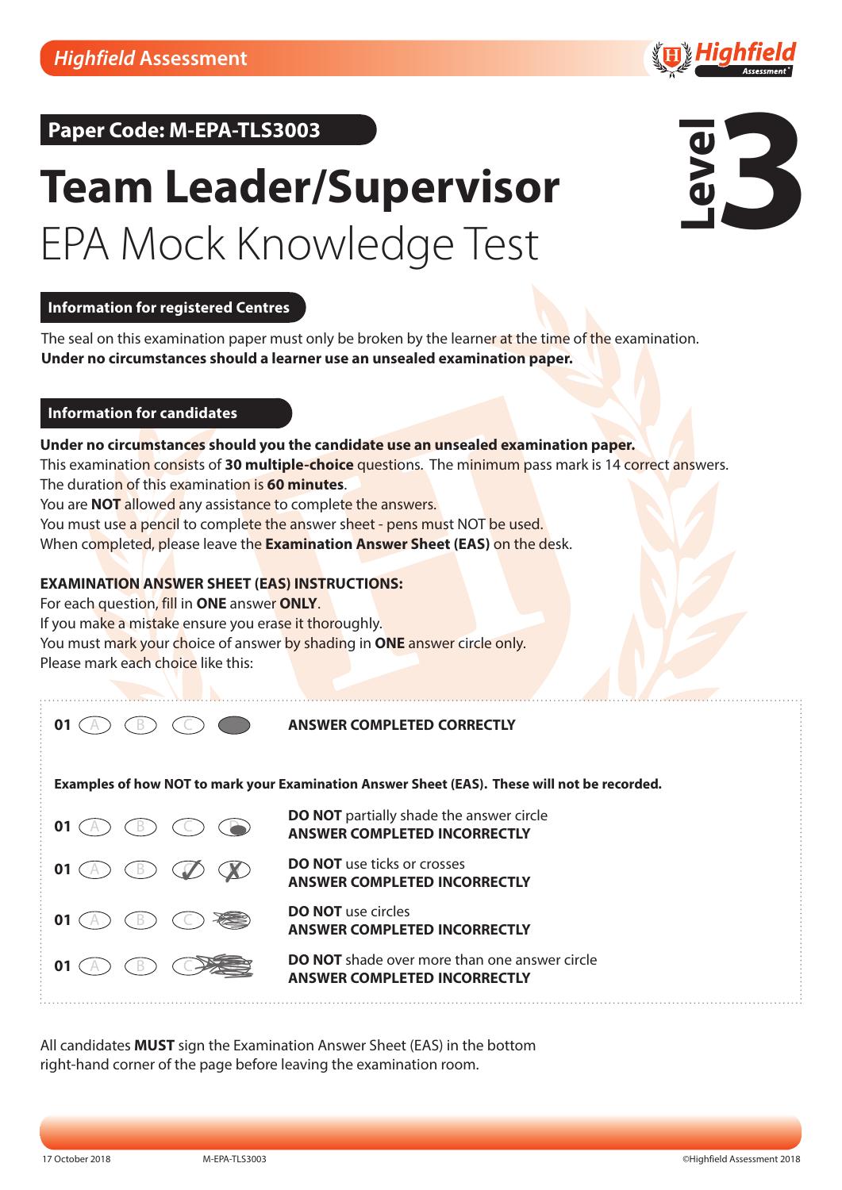Highfield Assessment

## Paper Code: M-EPA-TLS3003

# Team Leader/Supervisor EPA Mock Knowledge Test

Level 3

### Information for registered Centres

The seal on this examination paper must only be broken by the learner at the time of the examination.
**Under no circumstances should a learner use an unsealed examination paper.**

### Information for candidates

**Under no circumstances should you the candidate use an unsealed examination paper.**
This examination consists of **30 multiple-choice** questions. The minimum pass mark is 14 correct answers.
The duration of this examination is **60 minutes**.
You are **NOT** allowed any assistance to complete the answers.
You must use a pencil to complete the answer sheet - pens must NOT be used.
When completed, please leave the **Examination Answer Sheet (EAS)** on the desk.

**EXAMINATION ANSWER SHEET (EAS) INSTRUCTIONS:**
For each question, fill in **ONE** answer **ONLY**.
If you make a mistake ensure you erase it thoroughly.
You must mark your choice of answer by shading in **ONE** answer circle only.
Please mark each choice like this:

01 (A) (B) (C) (●) **ANSWER COMPLETED CORRECTLY**

**Examples of how NOT to mark your Examination Answer Sheet (EAS). These will not be recorded.**

01 (A) (B) (C) (D) **DO NOT** partially shade the answer circle
**ANSWER COMPLETED INCORRECTLY**

01 (A) (B) (C) (D) **DO NOT** use ticks or crosses
**ANSWER COMPLETED INCORRECTLY**

01 (A) (B) (C) (D) **DO NOT** use circles
**ANSWER COMPLETED INCORRECTLY**

01 (A) (B) (C) (D) **DO NOT** shade over more than one answer circle
**ANSWER COMPLETED INCORRECTLY**

All candidates **MUST** sign the Examination Answer Sheet (EAS) in the bottom right-hand corner of the page before leaving the examination room.

17 October 2018 M-EPA-TLS3003 ©Highfield Assessment 2018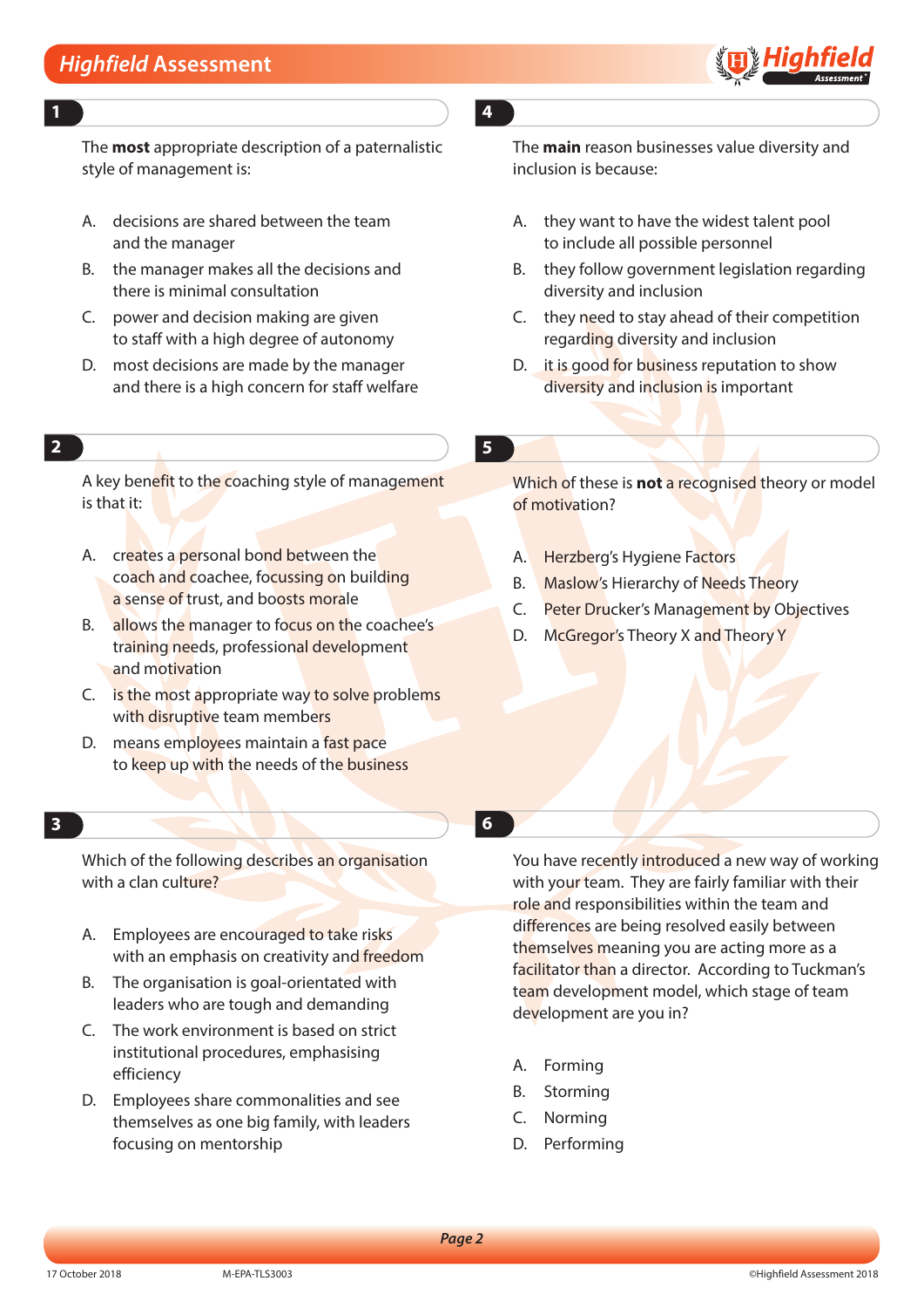**1**

The **most** appropriate description of a paternalistic style of management is:

A. decisions are shared between the team and the manager
B. the manager makes all the decisions and there is minimal consultation
C. power and decision making are given to staff with a high degree of autonomy
D. most decisions are made by the manager and there is a high concern for staff welfare

**2**

A key benefit to the coaching style of management is that it:

A. creates a personal bond between the coach and coachee, focussing on building a sense of trust, and boosts morale
B. allows the manager to focus on the coachee's training needs, professional development and motivation
C. is the most appropriate way to solve problems with disruptive team members
D. means employees maintain a fast pace to keep up with the needs of the business

**3**

Which of the following describes an organisation with a clan culture?

A. Employees are encouraged to take risks with an emphasis on creativity and freedom
B. The organisation is goal-orientated with leaders who are tough and demanding
C. The work environment is based on strict institutional procedures, emphasising efficiency
D. Employees share commonalities and see themselves as one big family, with leaders focusing on mentorship

**4**

The **main** reason businesses value diversity and inclusion is because:

A. they want to have the widest talent pool to include all possible personnel
B. they follow government legislation regarding diversity and inclusion
C. they need to stay ahead of their competition regarding diversity and inclusion
D. it is good for business reputation to show diversity and inclusion is important

**5**

Which of these is **not** a recognised theory or model of motivation?

A. Herzberg's Hygiene Factors
B. Maslow's Hierarchy of Needs Theory
C. Peter Drucker's Management by Objectives
D. McGregor's Theory X and Theory Y

**6**

You have recently introduced a new way of working with your team. They are fairly familiar with their role and responsibilities within the team and differences are being resolved easily between themselves meaning you are acting more as a facilitator than a director. According to Tuckman's team development model, which stage of team development are you in?

A. Forming
B. Storming
C. Norming
D. Performing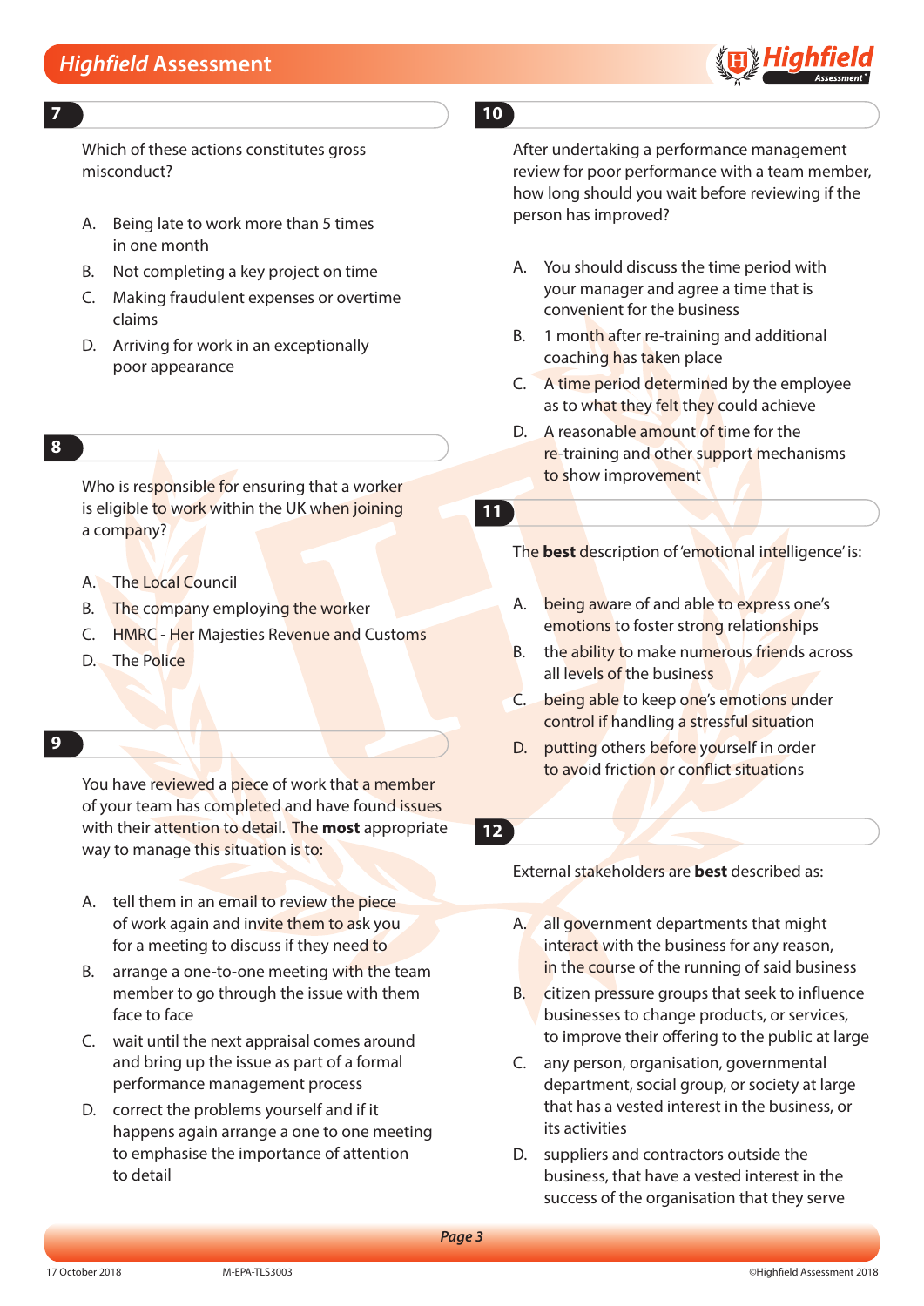## 7

Which of these actions constitutes gross misconduct?

A. Being late to work more than 5 times in one month
B. Not completing a key project on time
C. Making fraudulent expenses or overtime claims
D. Arriving for work in an exceptionally poor appearance

## 8

Who is responsible for ensuring that a worker is eligible to work within the UK when joining a company?

A. The Local Council
B. The company employing the worker
C. HMRC - Her Majesties Revenue and Customs
D. The Police

## 9

You have reviewed a piece of work that a member of your team has completed and have found issues with their attention to detail. The **most** appropriate way to manage this situation is to:

A. tell them in an email to review the piece of work again and invite them to ask you for a meeting to discuss if they need to
B. arrange a one-to-one meeting with the team member to go through the issue with them face to face
C. wait until the next appraisal comes around and bring up the issue as part of a formal performance management process
D. correct the problems yourself and if it happens again arrange a one to one meeting to emphasise the importance of attention to detail

## 10

After undertaking a performance management review for poor performance with a team member, how long should you wait before reviewing if the person has improved?

A. You should discuss the time period with your manager and agree a time that is convenient for the business
B. 1 month after re-training and additional coaching has taken place
C. A time period determined by the employee as to what they felt they could achieve
D. A reasonable amount of time for the re-training and other support mechanisms to show improvement

## 11

The **best** description of 'emotional intelligence' is:

A. being aware of and able to express one's emotions to foster strong relationships
B. the ability to make numerous friends across all levels of the business
C. being able to keep one's emotions under control if handling a stressful situation
D. putting others before yourself in order to avoid friction or conflict situations

## 12

External stakeholders are **best** described as:

A. all government departments that might interact with the business for any reason, in the course of the running of said business
B. citizen pressure groups that seek to influence businesses to change products, or services, to improve their offering to the public at large
C. any person, organisation, governmental department, social group, or society at large that has a vested interest in the business, or its activities
D. suppliers and contractors outside the business, that have a vested interest in the success of the organisation that they serve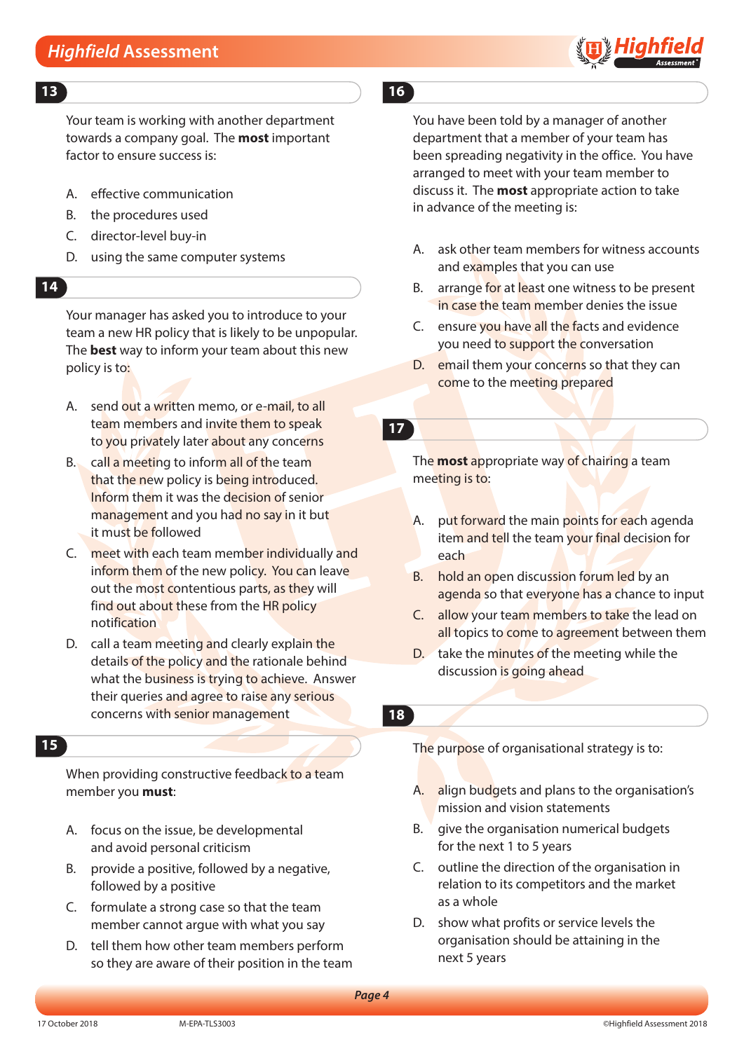## 13

Your team is working with another department towards a company goal. The **most** important factor to ensure success is:

A. effective communication
B. the procedures used
C. director-level buy-in
D. using the same computer systems

## 14

Your manager has asked you to introduce to your team a new HR policy that is likely to be unpopular. The **best** way to inform your team about this new policy is to:

A. send out a written memo, or e-mail, to all team members and invite them to speak to you privately later about any concerns
B. call a meeting to inform all of the team that the new policy is being introduced. Inform them it was the decision of senior management and you had no say in it but it must be followed
C. meet with each team member individually and inform them of the new policy. You can leave out the most contentious parts, as they will find out about these from the HR policy notification
D. call a team meeting and clearly explain the details of the policy and the rationale behind what the business is trying to achieve. Answer their queries and agree to raise any serious concerns with senior management

## 15

When providing constructive feedback to a team member you **must**:

A. focus on the issue, be developmental and avoid personal criticism
B. provide a positive, followed by a negative, followed by a positive
C. formulate a strong case so that the team member cannot argue with what you say
D. tell them how other team members perform so they are aware of their position in the team

## 16

You have been told by a manager of another department that a member of your team has been spreading negativity in the office. You have arranged to meet with your team member to discuss it. The **most** appropriate action to take in advance of the meeting is:

A. ask other team members for witness accounts and examples that you can use
B. arrange for at least one witness to be present in case the team member denies the issue
C. ensure you have all the facts and evidence you need to support the conversation
D. email them your concerns so that they can come to the meeting prepared

## 17

The **most** appropriate way of chairing a team meeting is to:

A. put forward the main points for each agenda item and tell the team your final decision for each
B. hold an open discussion forum led by an agenda so that everyone has a chance to input
C. allow your team members to take the lead on all topics to come to agreement between them
D. take the minutes of the meeting while the discussion is going ahead

## 18

The purpose of organisational strategy is to:

A. align budgets and plans to the organisation's mission and vision statements
B. give the organisation numerical budgets for the next 1 to 5 years
C. outline the direction of the organisation in relation to its competitors and the market as a whole
D. show what profits or service levels the organisation should be attaining in the next 5 years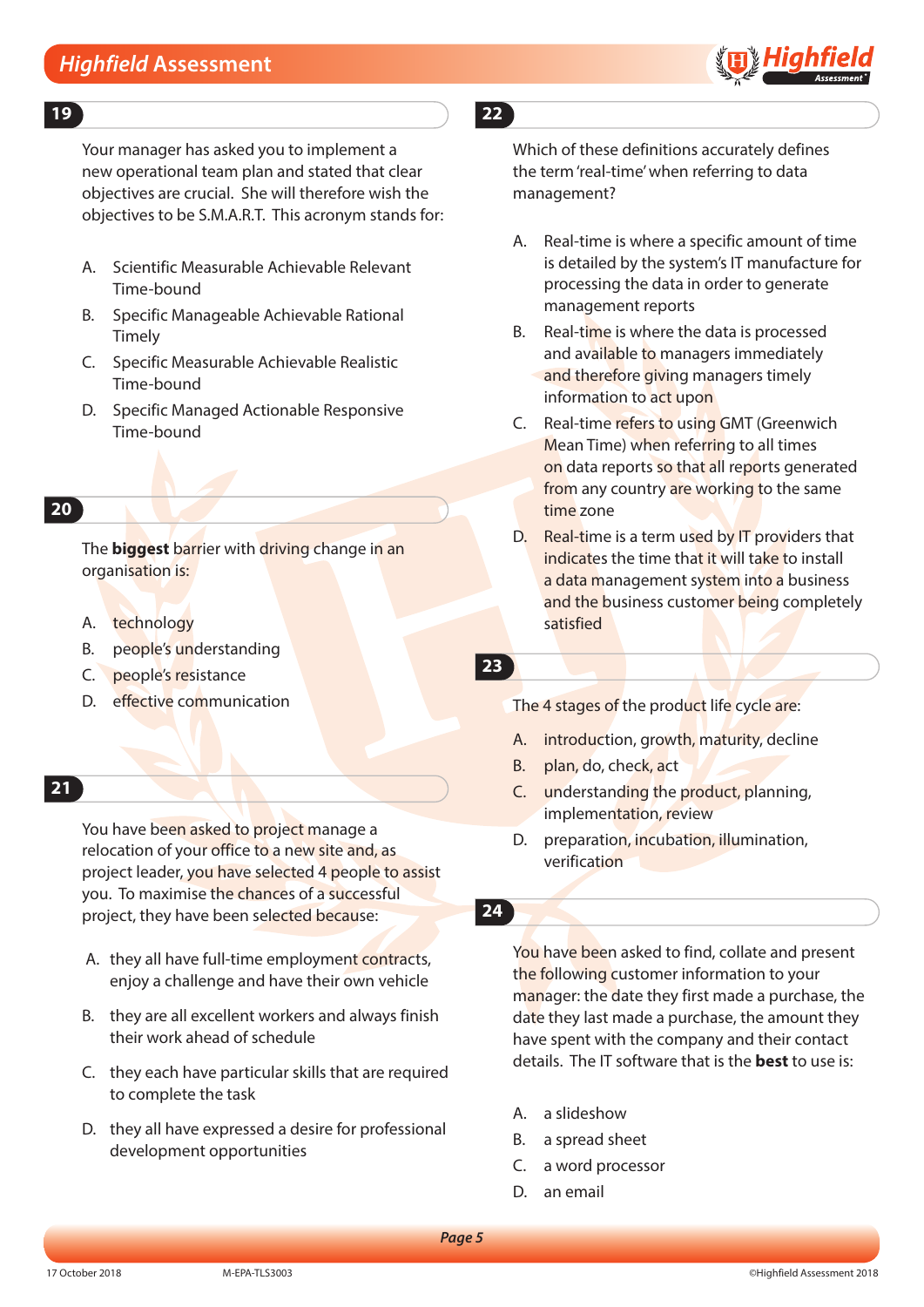**19**

Your manager has asked you to implement a new operational team plan and stated that clear objectives are crucial. She will therefore wish the objectives to be S.M.A.R.T. This acronym stands for:

A. Scientific Measurable Achievable Relevant Time-bound

B. Specific Manageable Achievable Rational Timely

C. Specific Measurable Achievable Realistic Time-bound

D. Specific Managed Actionable Responsive Time-bound

**20**

The **biggest** barrier with driving change in an organisation is:

A. technology

B. people's understanding

C. people's resistance

D. effective communication

**21**

You have been asked to project manage a relocation of your office to a new site and, as project leader, you have selected 4 people to assist you. To maximise the chances of a successful project, they have been selected because:

A. they all have full-time employment contracts, enjoy a challenge and have their own vehicle

B. they are all excellent workers and always finish their work ahead of schedule

C. they each have particular skills that are required to complete the task

D. they all have expressed a desire for professional development opportunities

**22**

Which of these definitions accurately defines the term 'real-time' when referring to data management?

A. Real-time is where a specific amount of time is detailed by the system's IT manufacture for processing the data in order to generate management reports

B. Real-time is where the data is processed and available to managers immediately and therefore giving managers timely information to act upon

C. Real-time refers to using GMT (Greenwich Mean Time) when referring to all times on data reports so that all reports generated from any country are working to the same time zone

D. Real-time is a term used by IT providers that indicates the time that it will take to install a data management system into a business and the business customer being completely satisfied

**23**

The 4 stages of the product life cycle are:

A. introduction, growth, maturity, decline

B. plan, do, check, act

C. understanding the product, planning, implementation, review

D. preparation, incubation, illumination, verification

**24**

You have been asked to find, collate and present the following customer information to your manager: the date they first made a purchase, the date they last made a purchase, the amount they have spent with the company and their contact details. The IT software that is the **best** to use is:

A. a slideshow

B. a spread sheet

C. a word processor

D. an email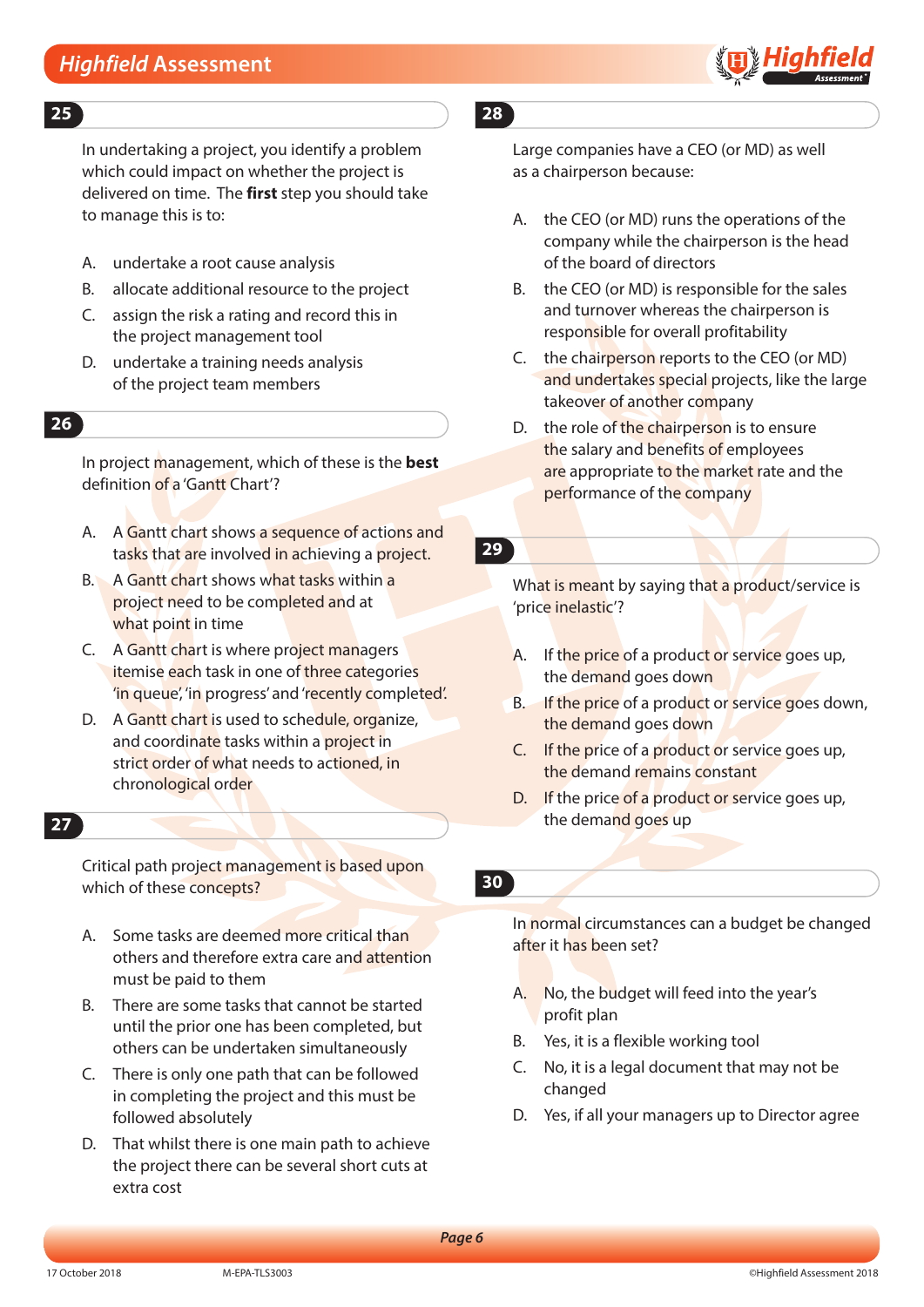## 25

In undertaking a project, you identify a problem which could impact on whether the project is delivered on time. The **first** step you should take to manage this is to:

A. undertake a root cause analysis
B. allocate additional resource to the project
C. assign the risk a rating and record this in the project management tool
D. undertake a training needs analysis of the project team members

## 26

In project management, which of these is the **best** definition of a 'Gantt Chart'?

A. A Gantt chart shows a sequence of actions and tasks that are involved in achieving a project.
B. A Gantt chart shows what tasks within a project need to be completed and at what point in time
C. A Gantt chart is where project managers itemise each task in one of three categories 'in queue', 'in progress' and 'recently completed'.
D. A Gantt chart is used to schedule, organize, and coordinate tasks within a project in strict order of what needs to actioned, in chronological order

## 27

Critical path project management is based upon which of these concepts?

A. Some tasks are deemed more critical than others and therefore extra care and attention must be paid to them
B. There are some tasks that cannot be started until the prior one has been completed, but others can be undertaken simultaneously
C. There is only one path that can be followed in completing the project and this must be followed absolutely
D. That whilst there is one main path to achieve the project there can be several short cuts at extra cost

## 28

Large companies have a CEO (or MD) as well as a chairperson because:

A. the CEO (or MD) runs the operations of the company while the chairperson is the head of the board of directors
B. the CEO (or MD) is responsible for the sales and turnover whereas the chairperson is responsible for overall profitability
C. the chairperson reports to the CEO (or MD) and undertakes special projects, like the large takeover of another company
D. the role of the chairperson is to ensure the salary and benefits of employees are appropriate to the market rate and the performance of the company

## 29

What is meant by saying that a product/service is 'price inelastic'?

A. If the price of a product or service goes up, the demand goes down
B. If the price of a product or service goes down, the demand goes down
C. If the price of a product or service goes up, the demand remains constant
D. If the price of a product or service goes up, the demand goes up

## 30

In normal circumstances can a budget be changed after it has been set?

A. No, the budget will feed into the year's profit plan
B. Yes, it is a flexible working tool
C. No, it is a legal document that may not be changed
D. Yes, if all your managers up to Director agree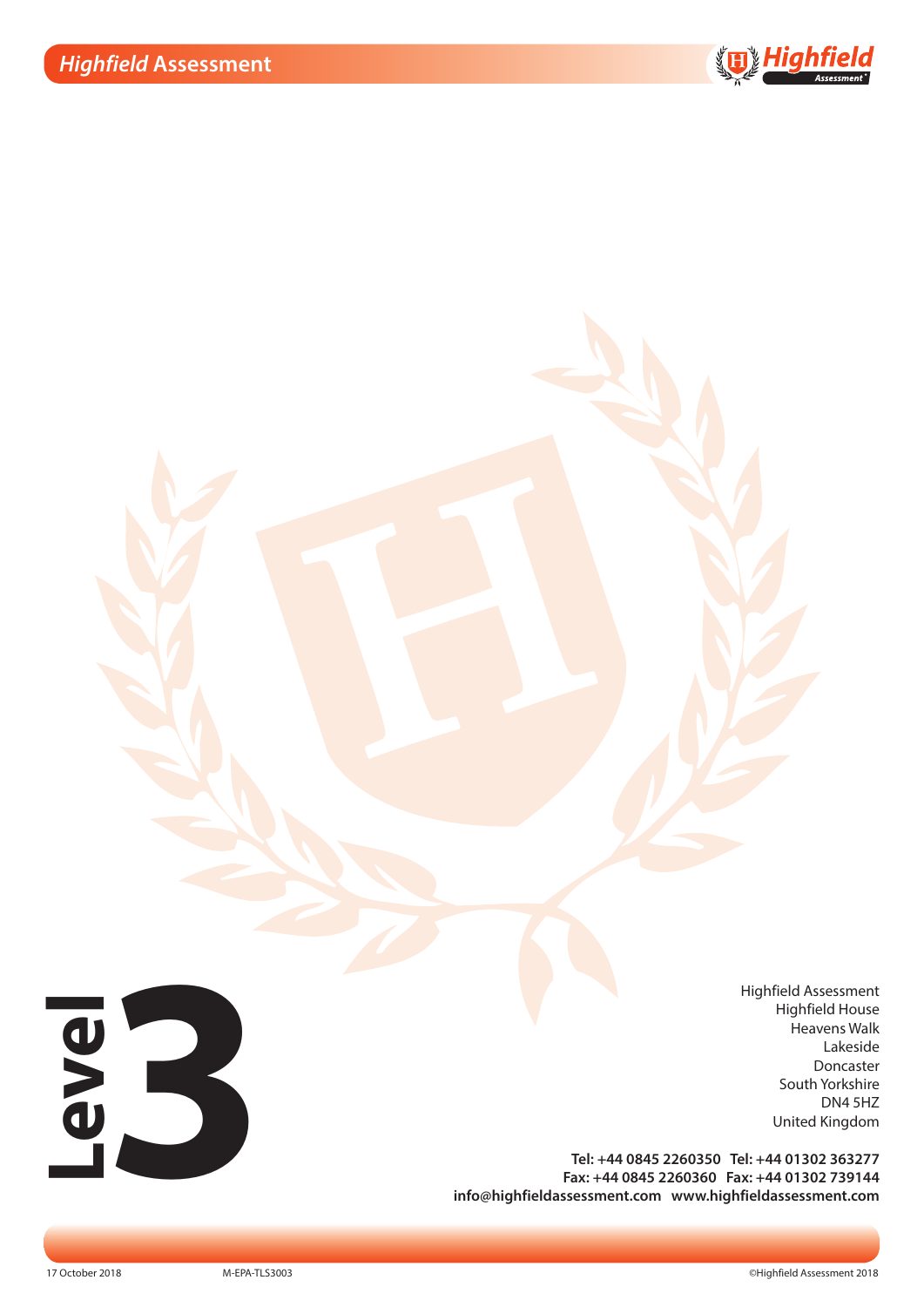Level 3

Highfield Assessment
Highfield House
Heavens Walk
Lakeside
Doncaster
South Yorkshire
DN4 5HZ
United Kingdom

**Tel: +44 0845 2260350 Tel: +44 01302 363277**
**Fax: +44 0845 2260360 Fax: +44 01302 739144**
**info@highfieldassessment.com www.highfieldassessment.com**